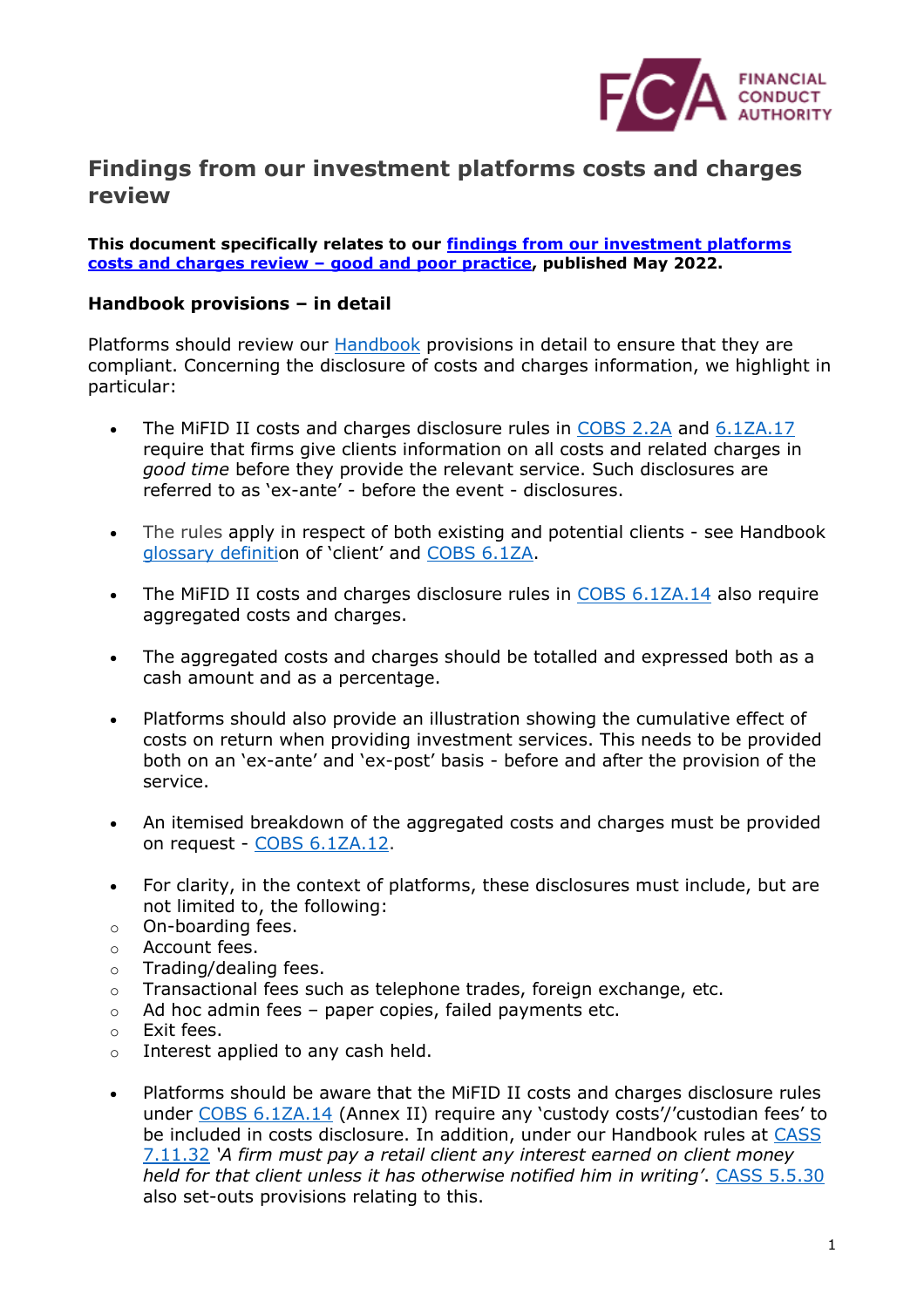# Findings from our investment platforms costs and charges review

**This document specifically relates to our findings from our investment platforms costs and charges review – good and poor practice, published May 2022.**

## Handbook provisions – in detail

Platforms should review our Handbook provisions in detail to ensure that they are compliant. Concerning the disclosure of costs and charges information, we highlight in particular:

- The MiFID II costs and charges disclosure rules in COBS 2.2A and 6.1ZA.17 require that firms give clients information on all costs and related charges in *good time* before they provide the relevant service. Such disclosures are referred to as 'ex-ante' - before the event - disclosures.

- The rules apply in respect of both existing and potential clients - see Handbook glossary definition of 'client' and COBS 6.1ZA.

- The MiFID II costs and charges disclosure rules in COBS 6.1ZA.14 also require aggregated costs and charges.

- The aggregated costs and charges should be totalled and expressed both as a cash amount and as a percentage.

- Platforms should also provide an illustration showing the cumulative effect of costs on return when providing investment services. This needs to be provided both on an 'ex-ante' and 'ex-post' basis - before and after the provision of the service.

- An itemised breakdown of the aggregated costs and charges must be provided on request - COBS 6.1ZA.12.

- For clarity, in the context of platforms, these disclosures must include, but are not limited to, the following:
  - On-boarding fees.
  - Account fees.
  - Trading/dealing fees.
  - Transactional fees such as telephone trades, foreign exchange, etc.
  - Ad hoc admin fees – paper copies, failed payments etc.
  - Exit fees.
  - Interest applied to any cash held.

- Platforms should be aware that the MiFID II costs and charges disclosure rules under COBS 6.1ZA.14 (Annex II) require any 'custody costs'/'custodian fees' to be included in costs disclosure. In addition, under our Handbook rules at CASS 7.11.32 *'A firm must pay a retail client any interest earned on client money held for that client unless it has otherwise notified him in writing'*. CASS 5.5.30 also set-outs provisions relating to this.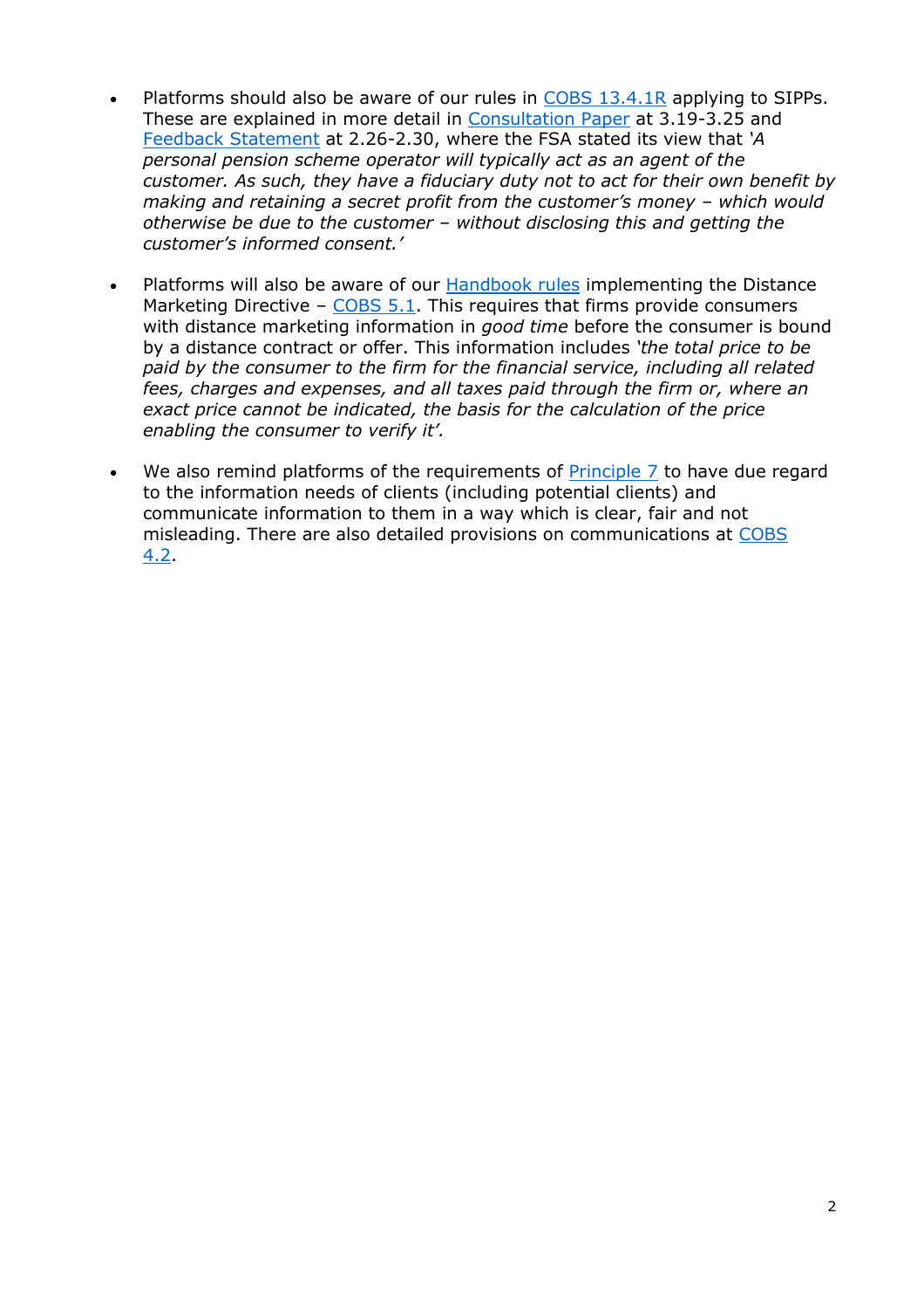- Platforms should also be aware of our rules in [COBS 13.4.1R] applying to SIPPs. These are explained in more detail in [Consultation Paper] at 3.19-3.25 and [Feedback Statement] at 2.26-2.30, where the FSA stated its view that *'A personal pension scheme operator will typically act as an agent of the customer. As such, they have a fiduciary duty not to act for their own benefit by making and retaining a secret profit from the customer's money – which would otherwise be due to the customer – without disclosing this and getting the customer's informed consent.'*

- Platforms will also be aware of our [Handbook rules] implementing the Distance Marketing Directive – [COBS 5.1]. This requires that firms provide consumers with distance marketing information in *good time* before the consumer is bound by a distance contract or offer. This information includes *'the total price to be paid by the consumer to the firm for the financial service, including all related fees, charges and expenses, and all taxes paid through the firm or, where an exact price cannot be indicated, the basis for the calculation of the price enabling the consumer to verify it'.*

- We also remind platforms of the requirements of [Principle 7] to have due regard to the information needs of clients (including potential clients) and communicate information to them in a way which is clear, fair and not misleading. There are also detailed provisions on communications at [COBS 4.2].